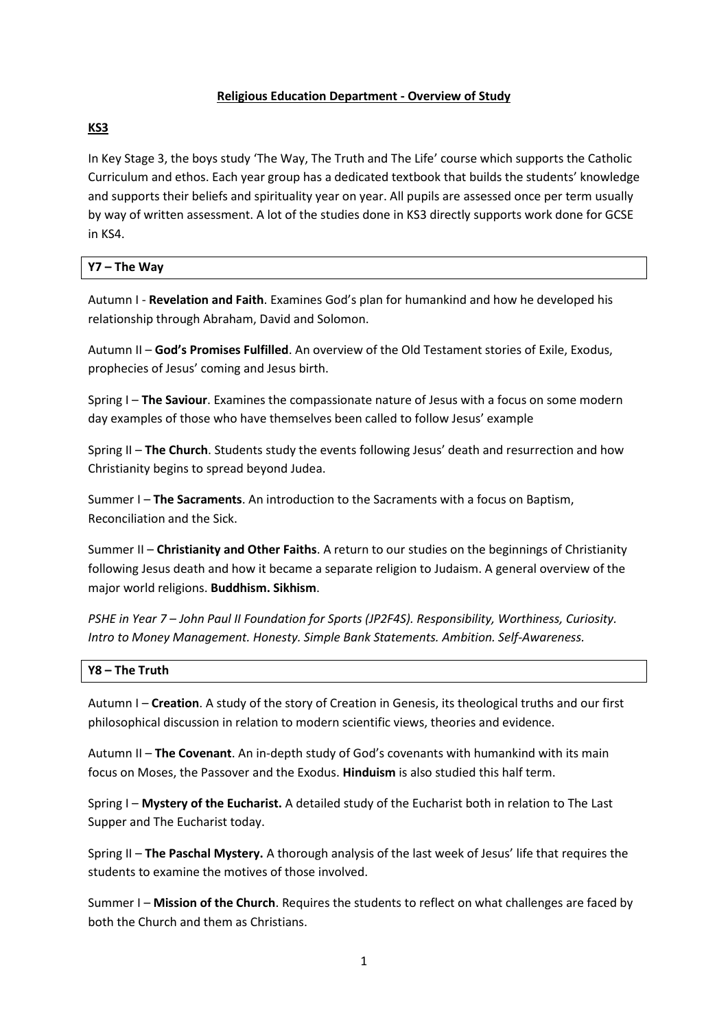# **Religious Education Department - Overview of Study**

## **KS3**

In Key Stage 3, the boys study 'The Way, The Truth and The Life' course which supports the Catholic Curriculum and ethos. Each year group has a dedicated textbook that builds the students' knowledge and supports their beliefs and spirituality year on year. All pupils are assessed once per term usually by way of written assessment. A lot of the studies done in KS3 directly supports work done for GCSE in KS4.

### **Y7 – The Way**

Autumn I - **Revelation and Faith**. Examines God's plan for humankind and how he developed his relationship through Abraham, David and Solomon.

Autumn II – **God's Promises Fulfilled**. An overview of the Old Testament stories of Exile, Exodus, prophecies of Jesus' coming and Jesus birth.

Spring I – **The Saviour**. Examines the compassionate nature of Jesus with a focus on some modern day examples of those who have themselves been called to follow Jesus' example

Spring II – **The Church**. Students study the events following Jesus' death and resurrection and how Christianity begins to spread beyond Judea.

Summer I – **The Sacraments**. An introduction to the Sacraments with a focus on Baptism, Reconciliation and the Sick.

Summer II – **Christianity and Other Faiths**. A return to our studies on the beginnings of Christianity following Jesus death and how it became a separate religion to Judaism. A general overview of the major world religions. **Buddhism. Sikhism**.

*PSHE in Year 7 – John Paul II Foundation for Sports (JP2F4S). Responsibility, Worthiness, Curiosity. Intro to Money Management. Honesty. Simple Bank Statements. Ambition. Self-Awareness.*

### **Y8 – The Truth**

Autumn I – **Creation**. A study of the story of Creation in Genesis, its theological truths and our first philosophical discussion in relation to modern scientific views, theories and evidence.

Autumn II – **The Covenant**. An in-depth study of God's covenants with humankind with its main focus on Moses, the Passover and the Exodus. **Hinduism** is also studied this half term.

Spring I – **Mystery of the Eucharist.** A detailed study of the Eucharist both in relation to The Last Supper and The Eucharist today.

Spring II – **The Paschal Mystery.** A thorough analysis of the last week of Jesus' life that requires the students to examine the motives of those involved.

Summer I – **Mission of the Church**. Requires the students to reflect on what challenges are faced by both the Church and them as Christians.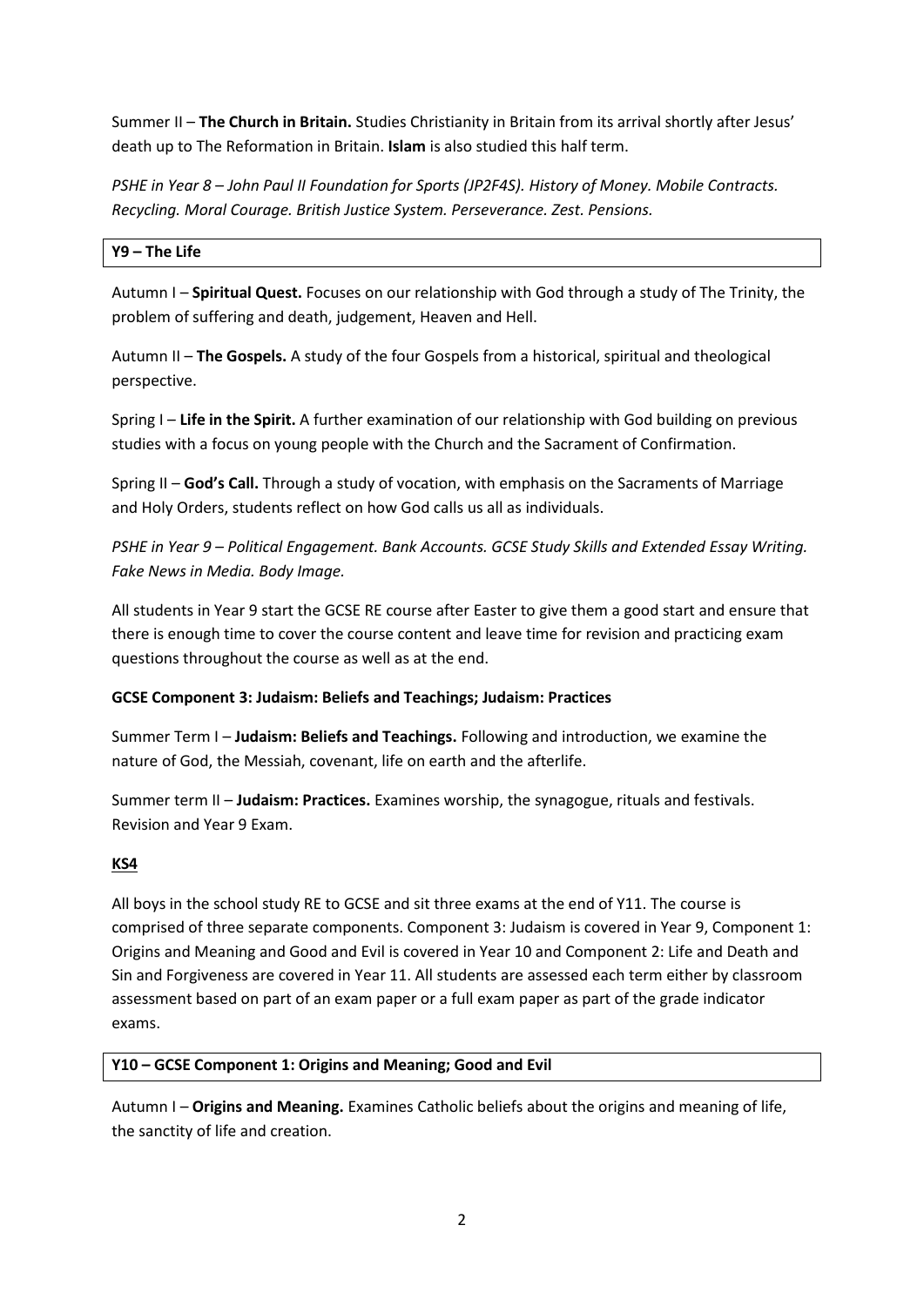Summer II – **The Church in Britain.** Studies Christianity in Britain from its arrival shortly after Jesus' death up to The Reformation in Britain. **Islam** is also studied this half term.

*PSHE in Year 8 – John Paul II Foundation for Sports (JP2F4S). History of Money. Mobile Contracts. Recycling. Moral Courage. British Justice System. Perseverance. Zest. Pensions.*

### Y9 – The Life

Autumn I – **Spiritual Quest.** Focuses on our relationship with God through a study of The Trinity, the problem of suffering and death, judgement, Heaven and Hell.

Autumn II – **The Gospels.** A study of the four Gospels from a historical, spiritual and theological perspective.

Spring I – **Life in the Spirit.** A further examination of our relationship with God building on previous studies with a focus on young people with the Church and the Sacrament of Confirmation.

Spring II – **God's Call.** Through a study of vocation, with emphasis on the Sacraments of Marriage and Holy Orders, students reflect on how God calls us all as individuals.

*PSHE in Year 9 – Political Engagement. Bank Accounts. GCSE Study Skills and Extended Essay Writing. Fake News in Media. Body Image.*

All students in Year 9 start the GCSE RE course after Easter to give them a good start and ensure that there is enough time to cover the course content and leave time for revision and practicing exam questions throughout the course as well as at the end.

**GCSE Component 3: Judaism: Beliefs and Teachings; Judaism: Practices**

Summer Term I – **Judaism: Beliefs and Teachings.** Following and introduction, we examine the nature of God, the Messiah, covenant, life on earth and the afterlife.

Summer term II – **Judaism: Practices.** Examines worship, the synagogue, rituals and festivals. Revision and Year 9 Exam.

## KS4

All boys in the school study RE to GCSE and sit three exams at the end of Y11. The course is comprised of three separate components. Component 3: Judaism is covered in Year 9, Component 1: Origins and Meaning and Good and Evil is covered in Year 10 and Component 2: Life and Death and Sin and Forgiveness are covered in Year 11. All students are assessed each term either by classroom assessment based on part of an exam paper or a full exam paper as part of the grade indicator exams.

### Y10 – GCSE Component 1: Origins and Meaning; Good and Evil

Autumn I – **Origins and Meaning.** Examines Catholic beliefs about the origins and meaning of life, the sanctity of life and creation.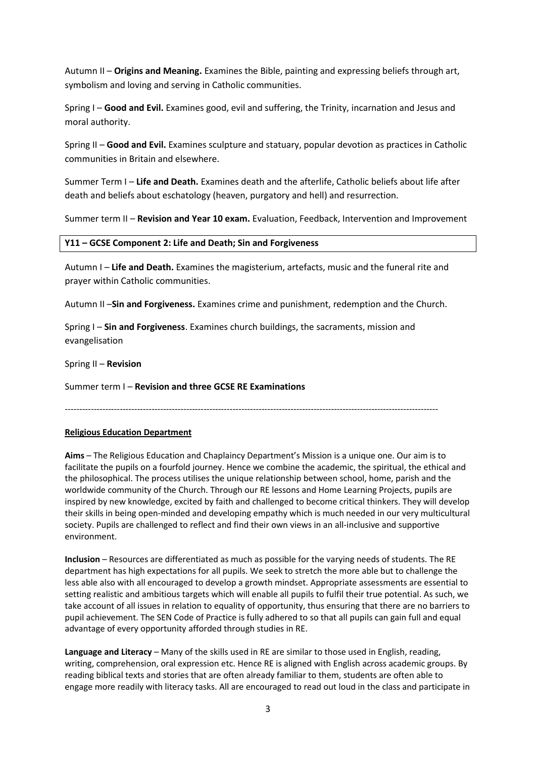Autumn II – **Origins and Meaning.** Examines the Bible, painting and expressing beliefs through art, symbolism and loving and serving in Catholic communities.

Spring I – **Good and Evil.** Examines good, evil and suffering, the Trinity, incarnation and Jesus and moral authority.

Spring II – **Good and Evil.** Examines sculpture and statuary, popular devotion as practices in Catholic communities in Britain and elsewhere.

Summer Term I – **Life and Death.** Examines death and the afterlife, Catholic beliefs about life after death and beliefs about eschatology (heaven, purgatory and hell) and resurrection.

Summer term II – **Revision and Year 10 exam.** Evaluation, Feedback, Intervention and Improvement

**Y11 – GCSE Component 2: Life and Death; Sin and Forgiveness**

Autumn I – **Life and Death.** Examines the magisterium, artefacts, music and the funeral rite and prayer within Catholic communities.

Autumn II –**Sin and Forgiveness.** Examines crime and punishment, redemption and the Church.

Spring I – **Sin and Forgiveness**. Examines church buildings, the sacraments, mission and evangelisation

Spring II – **Revision**

Summer term I – **Revision and three GCSE RE Examinations**

---

**Religious Education Department**

**Aims** – The Religious Education and Chaplaincy Department's Mission is a unique one. Our aim is to facilitate the pupils on a fourfold journey. Hence we combine the academic, the spiritual, the ethical and the philosophical. The process utilises the unique relationship between school, home, parish and the worldwide community of the Church. Through our RE lessons and Home Learning Projects, pupils are inspired by new knowledge, excited by faith and challenged to become critical thinkers. They will develop their skills in being open-minded and developing empathy which is much needed in our very multicultural society. Pupils are challenged to reflect and find their own views in an all-inclusive and supportive environment.

**Inclusion** – Resources are differentiated as much as possible for the varying needs of students. The RE department has high expectations for all pupils. We seek to stretch the more able but to challenge the less able also with all encouraged to develop a growth mindset. Appropriate assessments are essential to setting realistic and ambitious targets which will enable all pupils to fulfil their true potential. As such, we take account of all issues in relation to equality of opportunity, thus ensuring that there are no barriers to pupil achievement. The SEN Code of Practice is fully adhered to so that all pupils can gain full and equal advantage of every opportunity afforded through studies in RE.

**Language and Literacy** – Many of the skills used in RE are similar to those used in English, reading, writing, comprehension, oral expression etc. Hence RE is aligned with English across academic groups. By reading biblical texts and stories that are often already familiar to them, students are often able to engage more readily with literacy tasks. All are encouraged to read out loud in the class and participate in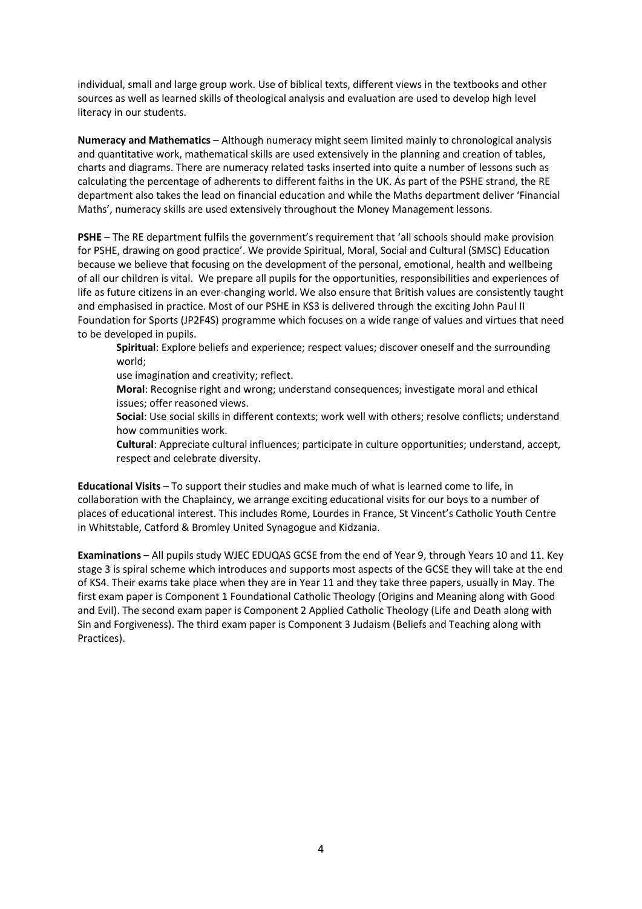individual, small and large group work. Use of biblical texts, different views in the textbooks and other sources as well as learned skills of theological analysis and evaluation are used to develop high level literacy in our students.

**Numeracy and Mathematics** – Although numeracy might seem limited mainly to chronological analysis and quantitative work, mathematical skills are used extensively in the planning and creation of tables, charts and diagrams. There are numeracy related tasks inserted into quite a number of lessons such as calculating the percentage of adherents to different faiths in the UK. As part of the PSHE strand, the RE department also takes the lead on financial education and while the Maths department deliver 'Financial Maths', numeracy skills are used extensively throughout the Money Management lessons.

**PSHE** – The RE department fulfils the government's requirement that 'all schools should make provision for PSHE, drawing on good practice'. We provide Spiritual, Moral, Social and Cultural (SMSC) Education because we believe that focusing on the development of the personal, emotional, health and wellbeing of all our children is vital. We prepare all pupils for the opportunities, responsibilities and experiences of life as future citizens in an ever-changing world. We also ensure that British values are consistently taught and emphasised in practice. Most of our PSHE in KS3 is delivered through the exciting John Paul II Foundation for Sports (JP2F4S) programme which focuses on a wide range of values and virtues that need to be developed in pupils.

> **Spiritual**: Explore beliefs and experience; respect values; discover oneself and the surrounding world;
> use imagination and creativity; reflect.
>
> **Moral**: Recognise right and wrong; understand consequences; investigate moral and ethical issues; offer reasoned views.
>
> **Social**: Use social skills in different contexts; work well with others; resolve conflicts; understand how communities work.
>
> **Cultural**: Appreciate cultural influences; participate in culture opportunities; understand, accept, respect and celebrate diversity.

**Educational Visits** – To support their studies and make much of what is learned come to life, in collaboration with the Chaplaincy, we arrange exciting educational visits for our boys to a number of places of educational interest. This includes Rome, Lourdes in France, St Vincent's Catholic Youth Centre in Whitstable, Catford & Bromley United Synagogue and Kidzania.

**Examinations** – All pupils study WJEC EDUQAS GCSE from the end of Year 9, through Years 10 and 11. Key stage 3 is spiral scheme which introduces and supports most aspects of the GCSE they will take at the end of KS4. Their exams take place when they are in Year 11 and they take three papers, usually in May. The first exam paper is Component 1 Foundational Catholic Theology (Origins and Meaning along with Good and Evil). The second exam paper is Component 2 Applied Catholic Theology (Life and Death along with Sin and Forgiveness). The third exam paper is Component 3 Judaism (Beliefs and Teaching along with Practices).